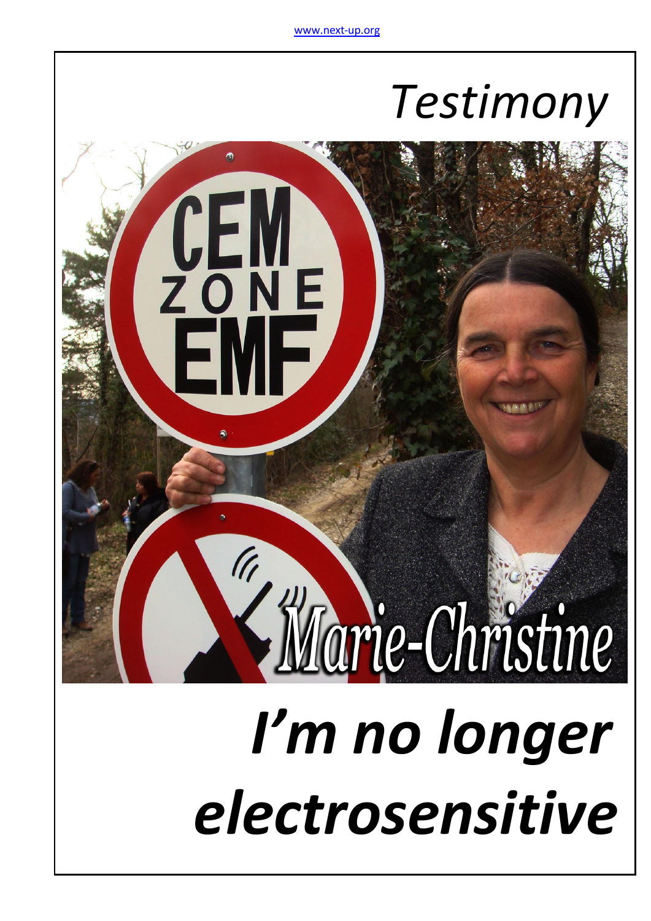www.next-up.org

*Testimony*

Marie-Christine

# *I'm no longer electrosensitive*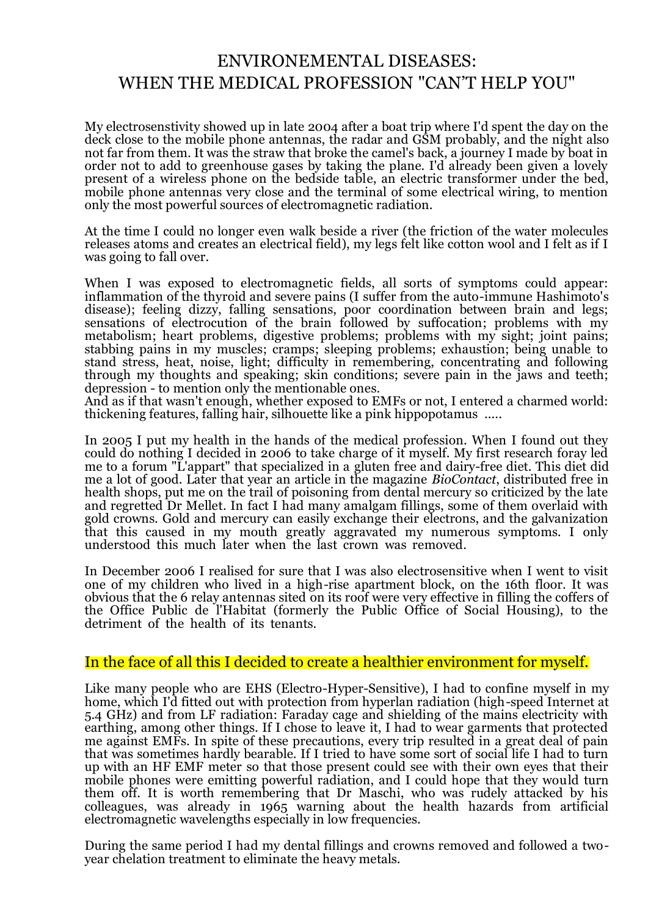# ENVIRONEMENTAL DISEASES:
# WHEN THE MEDICAL PROFESSION "CAN'T HELP YOU"

My electrosenstivity showed up in late 2004 after a boat trip where I'd spent the day on the deck close to the mobile phone antennas, the radar and GSM probably, and the night also not far from them. It was the straw that broke the camel's back, a journey I made by boat in order not to add to greenhouse gases by taking the plane. I'd already been given a lovely present of a wireless phone on the bedside table, an electric transformer under the bed, mobile phone antennas very close and the terminal of some electrical wiring, to mention only the most powerful sources of electromagnetic radiation.

At the time I could no longer even walk beside a river (the friction of the water molecules releases atoms and creates an electrical field), my legs felt like cotton wool and I felt as if I was going to fall over.

When I was exposed to electromagnetic fields, all sorts of symptoms could appear: inflammation of the thyroid and severe pains (I suffer from the auto-immune Hashimoto's disease); feeling dizzy, falling sensations, poor coordination between brain and legs; sensations of electrocution of the brain followed by suffocation; problems with my metabolism; heart problems, digestive problems; problems with my sight; joint pains; stabbing pains in my muscles; cramps; sleeping problems; exhaustion; being unable to stand stress, heat, noise, light; difficulty in remembering, concentrating and following through my thoughts and speaking; skin conditions; severe pain in the jaws and teeth; depression - to mention only the mentionable ones.
And as if that wasn't enough, whether exposed to EMFs or not, I entered a charmed world: thickening features, falling hair, silhouette like a pink hippopotamus .....

In 2005 I put my health in the hands of the medical profession. When I found out they could do nothing I decided in 2006 to take charge of it myself. My first research foray led me to a forum "L'appart" that specialized in a gluten free and dairy-free diet. This diet did me a lot of good. Later that year an article in the magazine *BioContact*, distributed free in health shops, put me on the trail of poisoning from dental mercury so criticized by the late and regretted Dr Mellet. In fact I had many amalgam fillings, some of them overlaid with gold crowns. Gold and mercury can easily exchange their electrons, and the galvanization that this caused in my mouth greatly aggravated my numerous symptoms. I only understood this much later when the last crown was removed.

In December 2006 I realised for sure that I was also electrosensitive when I went to visit one of my children who lived in a high-rise apartment block, on the 16th floor. It was obvious that the 6 relay antennas sited on its roof were very effective in filling the coffers of the Office Public de l'Habitat (formerly the Public Office of Social Housing), to the detriment of the health of its tenants.

In the face of all this I decided to create a healthier environment for myself.

Like many people who are EHS (Electro-Hyper-Sensitive), I had to confine myself in my home, which I'd fitted out with protection from hyperlan radiation (high-speed Internet at 5.4 GHz) and from LF radiation: Faraday cage and shielding of the mains electricity with earthing, among other things. If I chose to leave it, I had to wear garments that protected me against EMFs. In spite of these precautions, every trip resulted in a great deal of pain that was sometimes hardly bearable. If I tried to have some sort of social life I had to turn up with an HF EMF meter so that those present could see with their own eyes that their mobile phones were emitting powerful radiation, and I could hope that they would turn them off. It is worth remembering that Dr Maschi, who was rudely attacked by his colleagues, was already in 1965 warning about the health hazards from artificial electromagnetic wavelengths especially in low frequencies.

During the same period I had my dental fillings and crowns removed and followed a two-year chelation treatment to eliminate the heavy metals.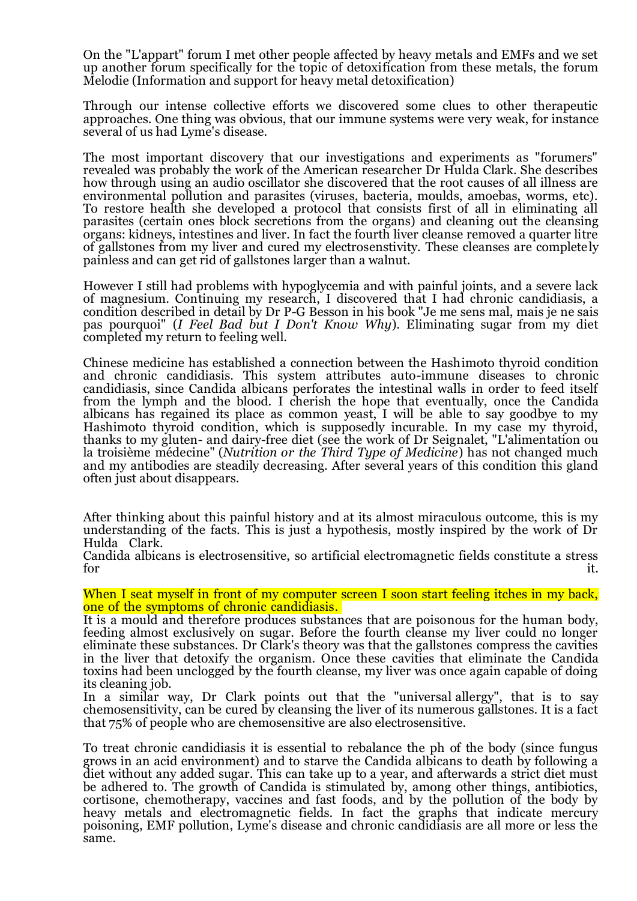On the "L'appart" forum I met other people affected by heavy metals and EMFs and we set up another forum specifically for the topic of detoxification from these metals, the forum Melodie (Information and support for heavy metal detoxification)

Through our intense collective efforts we discovered some clues to other therapeutic approaches. One thing was obvious, that our immune systems were very weak, for instance several of us had Lyme's disease.

The most important discovery that our investigations and experiments as "forumers" revealed was probably the work of the American researcher Dr Hulda Clark. She describes how through using an audio oscillator she discovered that the root causes of all illness are environmental pollution and parasites (viruses, bacteria, moulds, amoebas, worms, etc). To restore health she developed a protocol that consists first of all in eliminating all parasites (certain ones block secretions from the organs) and cleaning out the cleansing organs: kidneys, intestines and liver. In fact the fourth liver cleanse removed a quarter litre of gallstones from my liver and cured my electrosenstivity. These cleanses are completely painless and can get rid of gallstones larger than a walnut.

However I still had problems with hypoglycemia and with painful joints, and a severe lack of magnesium. Continuing my research, I discovered that I had chronic candidiasis, a condition described in detail by Dr P-G Besson in his book "Je me sens mal, mais je ne sais pas pourquoi" (*I Feel Bad but I Don't Know Why*). Eliminating sugar from my diet completed my return to feeling well.

Chinese medicine has established a connection between the Hashimoto thyroid condition and chronic candidiasis. This system attributes auto-immune diseases to chronic candidiasis, since Candida albicans perforates the intestinal walls in order to feed itself from the lymph and the blood. I cherish the hope that eventually, once the Candida albicans has regained its place as common yeast, I will be able to say goodbye to my Hashimoto thyroid condition, which is supposedly incurable. In my case my thyroid, thanks to my gluten- and dairy-free diet (see the work of Dr Seignalet, "L'alimentation ou la troisième médecine" (*Nutrition or the Third Type of Medicine*) has not changed much and my antibodies are steadily decreasing. After several years of this condition this gland often just about disappears.

After thinking about this painful history and at its almost miraculous outcome, this is my understanding of the facts. This is just a hypothesis, mostly inspired by the work of Dr Hulda Clark.
Candida albicans is electrosensitive, so artificial electromagnetic fields constitute a stress for it.

When I seat myself in front of my computer screen I soon start feeling itches in my back, one of the symptoms of chronic candidiasis.
It is a mould and therefore produces substances that are poisonous for the human body, feeding almost exclusively on sugar. Before the fourth cleanse my liver could no longer eliminate these substances. Dr Clark's theory was that the gallstones compress the cavities in the liver that detoxify the organism. Once these cavities that eliminate the Candida toxins had been unclogged by the fourth cleanse, my liver was once again capable of doing its cleaning job.
In a similar way, Dr Clark points out that the "universal allergy", that is to say chemosensitivity, can be cured by cleansing the liver of its numerous gallstones. It is a fact that 75% of people who are chemosensitive are also electrosensitive.

To treat chronic candidiasis it is essential to rebalance the ph of the body (since fungus grows in an acid environment) and to starve the Candida albicans to death by following a diet without any added sugar. This can take up to a year, and afterwards a strict diet must be adhered to. The growth of Candida is stimulated by, among other things, antibiotics, cortisone, chemotherapy, vaccines and fast foods, and by the pollution of the body by heavy metals and electromagnetic fields. In fact the graphs that indicate mercury poisoning, EMF pollution, Lyme's disease and chronic candidiasis are all more or less the same.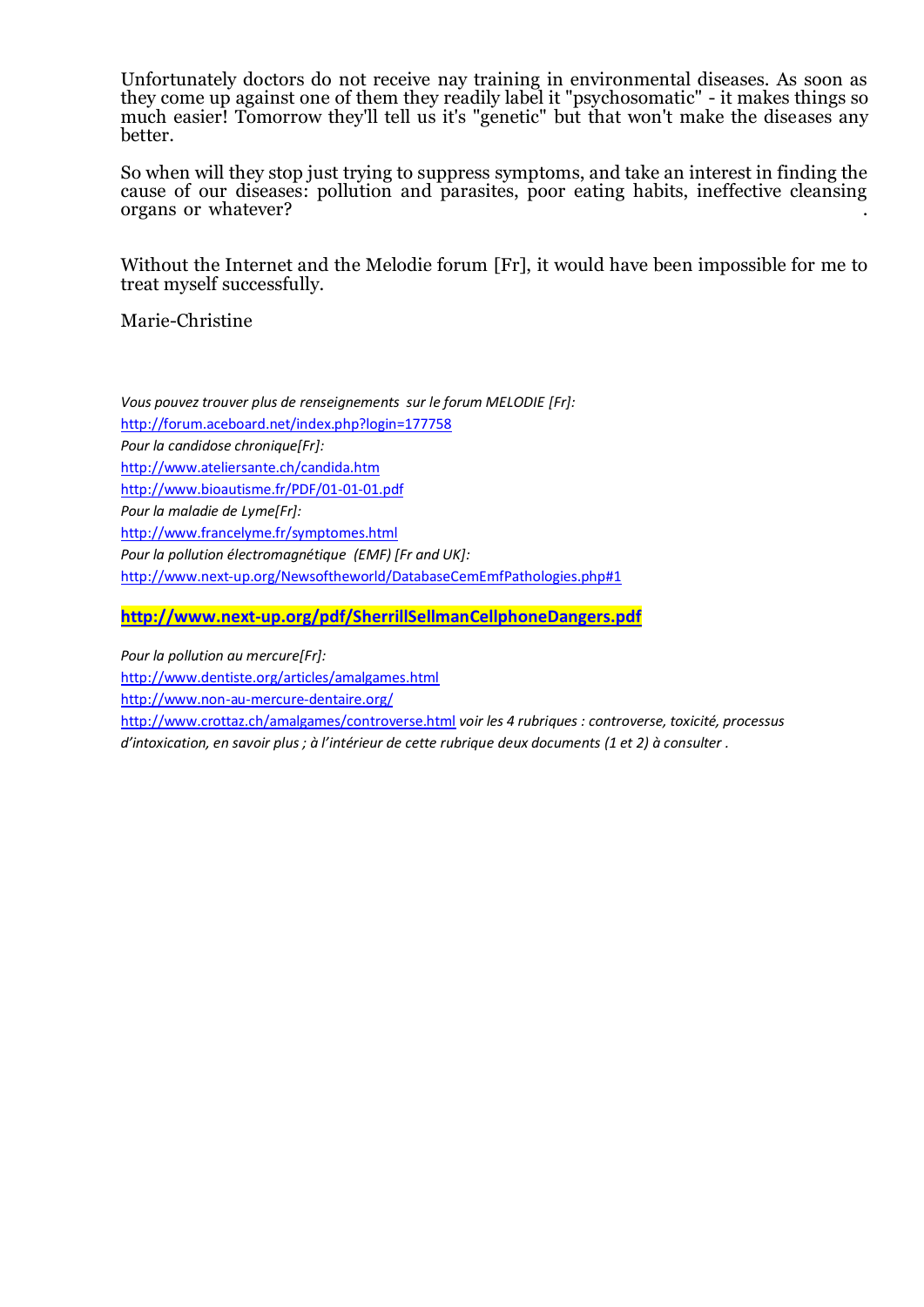Unfortunately doctors do not receive nay training in environmental diseases. As soon as they come up against one of them they readily label it "psychosomatic" - it makes things so much easier! Tomorrow they'll tell us it's "genetic" but that won't make the diseases any better.

So when will they stop just trying to suppress symptoms, and take an interest in finding the cause of our diseases: pollution and parasites, poor eating habits, ineffective cleansing organs or whatever? .

Without the Internet and the Melodie forum [Fr], it would have been impossible for me to treat myself successfully.

Marie-Christine

*Vous pouvez trouver plus de renseignements sur le forum MELODIE [Fr]:*

http://forum.aceboard.net/index.php?login=177758

*Pour la candidose chronique[Fr]:*

http://www.ateliersante.ch/candida.htm

http://www.bioautisme.fr/PDF/01-01-01.pdf

*Pour la maladie de Lyme[Fr]:*

http://www.francelyme.fr/symptomes.html

*Pour la pollution électromagnétique (EMF) [Fr and UK]:*

http://www.next-up.org/Newsoftheworld/DatabaseCemEmfPathologies.php#1

**http://www.next-up.org/pdf/SherrillSellmanCellphoneDangers.pdf**

*Pour la pollution au mercure[Fr]:*

http://www.dentiste.org/articles/amalgames.html

http://www.non-au-mercure-dentaire.org/

http://www.crottaz.ch/amalgames/controverse.html *voir les 4 rubriques : controverse, toxicité, processus d'intoxication, en savoir plus ; à l'intérieur de cette rubrique deux documents (1 et 2) à consulter .*